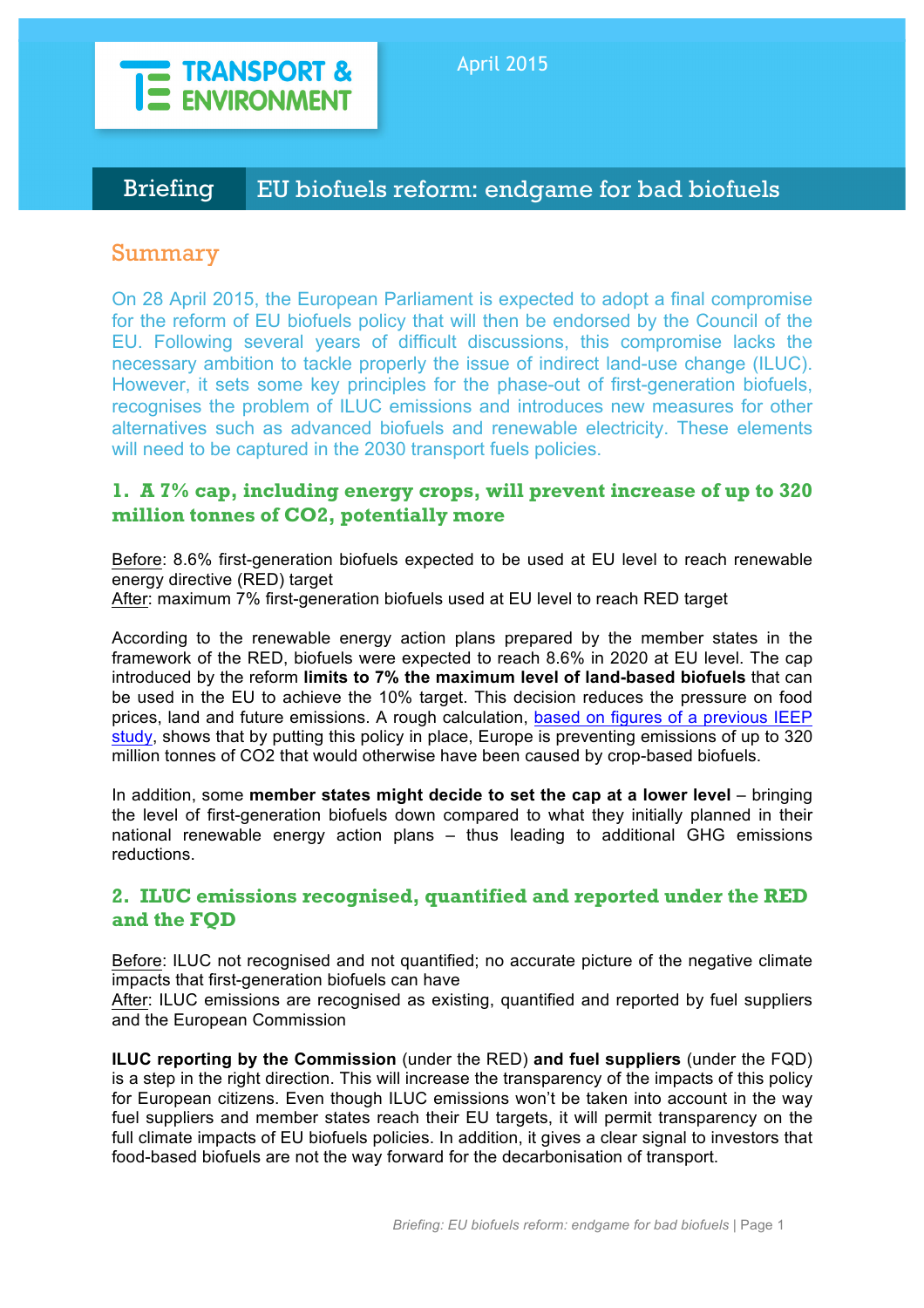TRANSPORT & ENVIRONMENT

April 2015

# Briefing EU biofuels reform: endgame for bad biofuels

## Summary

On 28 April 2015, the European Parliament is expected to adopt a final compromise for the reform of EU biofuels policy that will then be endorsed by the Council of the EU. Following several years of difficult discussions, this compromise lacks the necessary ambition to tackle properly the issue of indirect land-use change (ILUC). However, it sets some key principles for the phase-out of first-generation biofuels, recognises the problem of ILUC emissions and introduces new measures for other alternatives such as advanced biofuels and renewable electricity. These elements will need to be captured in the 2030 transport fuels policies.

### 1. A 7% cap, including energy crops, will prevent increase of up to 320 million tonnes of CO2, potentially more

Before: 8.6% first-generation biofuels expected to be used at EU level to reach renewable energy directive (RED) target
After: maximum 7% first-generation biofuels used at EU level to reach RED target

According to the renewable energy action plans prepared by the member states in the framework of the RED, biofuels were expected to reach 8.6% in 2020 at EU level. The cap introduced by the reform **limits to 7% the maximum level of land-based biofuels** that can be used in the EU to achieve the 10% target. This decision reduces the pressure on food prices, land and future emissions. A rough calculation, based on figures of a previous IEEP study, shows that by putting this policy in place, Europe is preventing emissions of up to 320 million tonnes of CO2 that would otherwise have been caused by crop-based biofuels.

In addition, some **member states might decide to set the cap at a lower level** – bringing the level of first-generation biofuels down compared to what they initially planned in their national renewable energy action plans – thus leading to additional GHG emissions reductions.

### 2. ILUC emissions recognised, quantified and reported under the RED and the FQD

Before: ILUC not recognised and not quantified; no accurate picture of the negative climate impacts that first-generation biofuels can have
After: ILUC emissions are recognised as existing, quantified and reported by fuel suppliers and the European Commission

**ILUC reporting by the Commission** (under the RED) **and fuel suppliers** (under the FQD) is a step in the right direction. This will increase the transparency of the impacts of this policy for European citizens. Even though ILUC emissions won't be taken into account in the way fuel suppliers and member states reach their EU targets, it will permit transparency on the full climate impacts of EU biofuels policies. In addition, it gives a clear signal to investors that food-based biofuels are not the way forward for the decarbonisation of transport.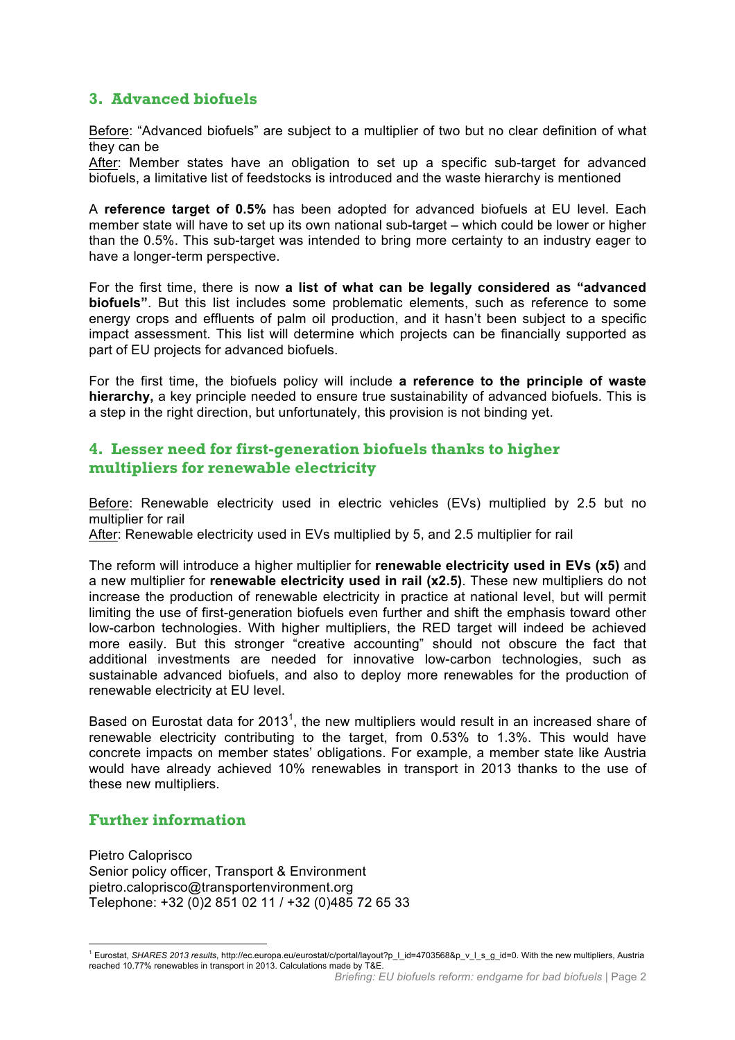## 3. Advanced biofuels

Before: "Advanced biofuels" are subject to a multiplier of two but no clear definition of what they can be
After: Member states have an obligation to set up a specific sub-target for advanced biofuels, a limitative list of feedstocks is introduced and the waste hierarchy is mentioned

A **reference target of 0.5%** has been adopted for advanced biofuels at EU level. Each member state will have to set up its own national sub-target – which could be lower or higher than the 0.5%. This sub-target was intended to bring more certainty to an industry eager to have a longer-term perspective.

For the first time, there is now **a list of what can be legally considered as "advanced biofuels"**. But this list includes some problematic elements, such as reference to some energy crops and effluents of palm oil production, and it hasn't been subject to a specific impact assessment. This list will determine which projects can be financially supported as part of EU projects for advanced biofuels.

For the first time, the biofuels policy will include **a reference to the principle of waste hierarchy,** a key principle needed to ensure true sustainability of advanced biofuels. This is a step in the right direction, but unfortunately, this provision is not binding yet.

## 4. Lesser need for first-generation biofuels thanks to higher multipliers for renewable electricity

Before: Renewable electricity used in electric vehicles (EVs) multiplied by 2.5 but no multiplier for rail
After: Renewable electricity used in EVs multiplied by 5, and 2.5 multiplier for rail

The reform will introduce a higher multiplier for **renewable electricity used in EVs (x5)** and a new multiplier for **renewable electricity used in rail (x2.5)**. These new multipliers do not increase the production of renewable electricity in practice at national level, but will permit limiting the use of first-generation biofuels even further and shift the emphasis toward other low-carbon technologies. With higher multipliers, the RED target will indeed be achieved more easily. But this stronger "creative accounting" should not obscure the fact that additional investments are needed for innovative low-carbon technologies, such as sustainable advanced biofuels, and also to deploy more renewables for the production of renewable electricity at EU level.

Based on Eurostat data for 2013[1], the new multipliers would result in an increased share of renewable electricity contributing to the target, from 0.53% to 1.3%. This would have concrete impacts on member states' obligations. For example, a member state like Austria would have already achieved 10% renewables in transport in 2013 thanks to the use of these new multipliers.

## Further information

Pietro Caloprisco
Senior policy officer, Transport & Environment
pietro.caloprisco@transportenvironment.org
Telephone: +32 (0)2 851 02 11 / +32 (0)485 72 65 33

[1] Eurostat, *SHARES 2013 results*, http://ec.europa.eu/eurostat/c/portal/layout?p_l_id=4703568&p_v_l_s_g_id=0. With the new multipliers, Austria reached 10.77% renewables in transport in 2013. Calculations made by T&E.